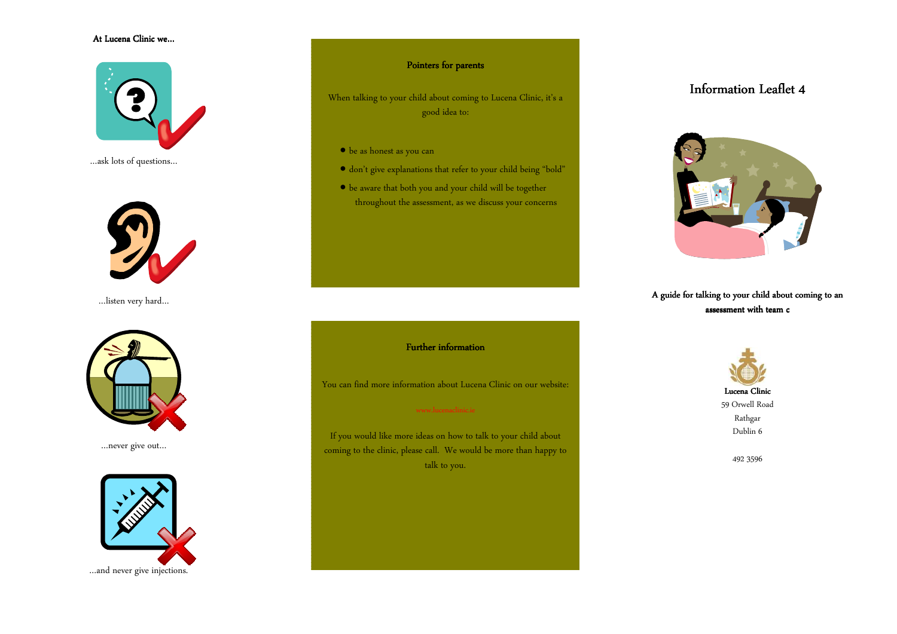**At Lucena Clinic we...**

...ask lots of questions...

...listen very hard...

...never give out...

...and never give injections.

## Pointers for parents

When talking to your child about coming to Lucena Clinic, it's a good idea to:

- be as honest as you can
- don't give explanations that refer to your child being "bold"
- be aware that both you and your child will be together throughout the assessment, as we discuss your concerns

## Further information

You can find more information about Lucena Clinic on our website:

www.lucenaclinic.ie

If you would like more ideas on how to talk to your child about coming to the clinic, please call. We would be more than happy to talk to you.

# Information Leaflet 4

**A guide for talking to your child about coming to an assessment with team c**

**Lucena Clinic**
59 Orwell Road
Rathgar
Dublin 6

492 3596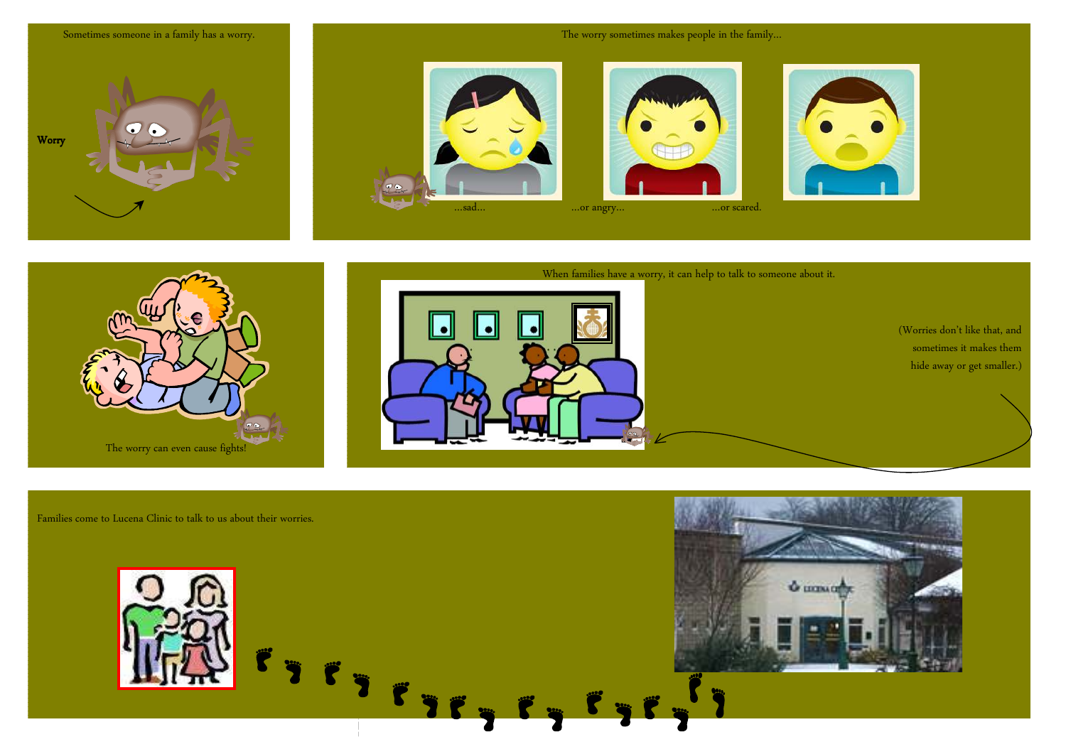Sometimes someone in a family has a worry.

Worry

The worry sometimes makes people in the family…

…sad…

…or angry…

…or scared.

The worry can even cause fights!

When families have a worry, it can help to talk to someone about it.

(Worries don't like that, and sometimes it makes them hide away or get smaller.)

Families come to Lucena Clinic to talk to us about their worries.